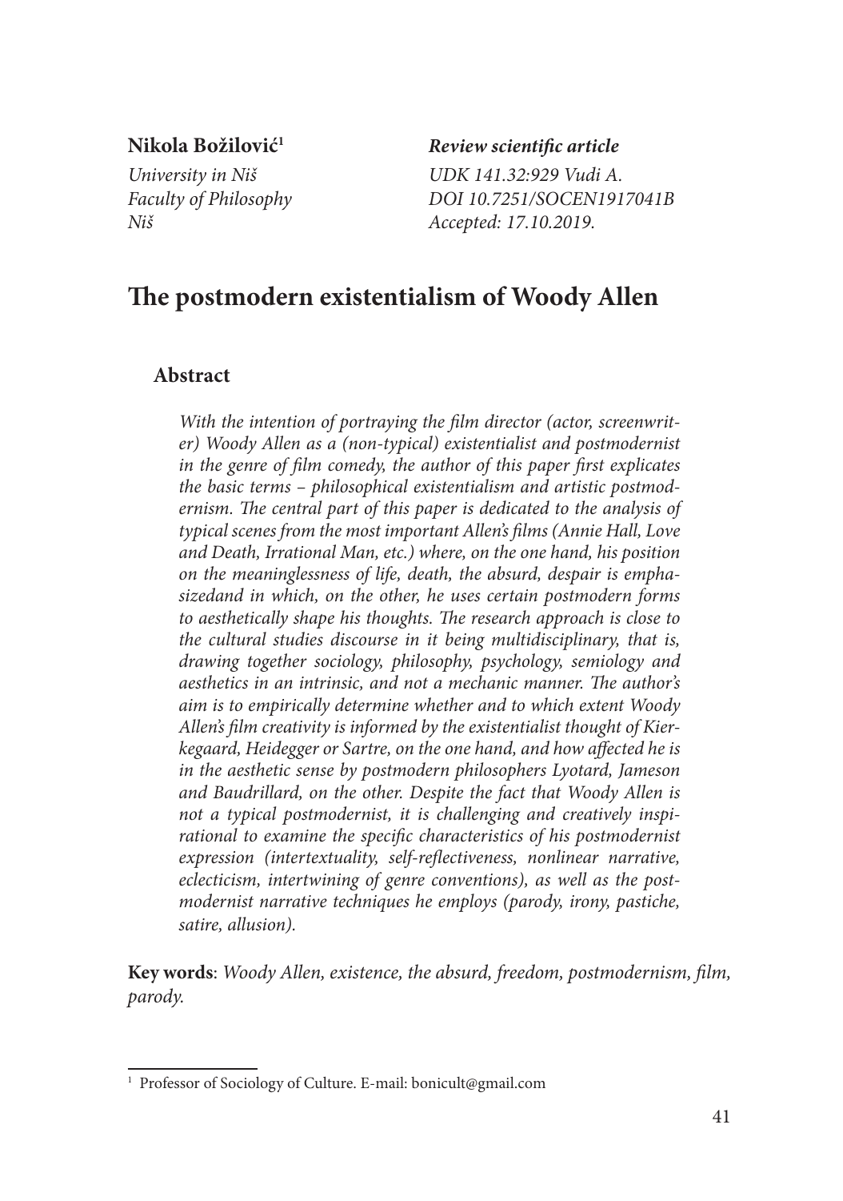**Nikola Božilović**[1]

*University in Niš*
*Faculty of Philosophy*
*Niš*

***Review scientific article***
*UDK 141.32:929 Vudi A.*
*DOI 10.7251/SOCEN1917041B*
*Accepted: 17.10.2019.*

# The postmodern existentialism of Woody Allen

## Abstract

*With the intention of portraying the film director (actor, screenwriter) Woody Allen as a (non-typical) existentialist and postmodernist in the genre of film comedy, the author of this paper first explicates the basic terms – philosophical existentialism and artistic postmodernism. The central part of this paper is dedicated to the analysis of typical scenes from the most important Allen's films (Annie Hall, Love and Death, Irrational Man, etc.) where, on the one hand, his position on the meaninglessness of life, death, the absurd, despair is emphasizedand in which, on the other, he uses certain postmodern forms to aesthetically shape his thoughts. The research approach is close to the cultural studies discourse in it being multidisciplinary, that is, drawing together sociology, philosophy, psychology, semiology and aesthetics in an intrinsic, and not a mechanic manner. The author's aim is to empirically determine whether and to which extent Woody Allen's film creativity is informed by the existentialist thought of Kierkegaard, Heidegger or Sartre, on the one hand, and how affected he is in the aesthetic sense by postmodern philosophers Lyotard, Jameson and Baudrillard, on the other. Despite the fact that Woody Allen is not a typical postmodernist, it is challenging and creatively inspirational to examine the specific characteristics of his postmodernist expression (intertextuality, self-reflectiveness, nonlinear narrative, eclecticism, intertwining of genre conventions), as well as the postmodernist narrative techniques he employs (parody, irony, pastiche, satire, allusion).*

**Key words**: *Woody Allen, existence, the absurd, freedom, postmodernism, film, parody.*

---

[1] Professor of Sociology of Culture. E-mail: bonicult@gmail.com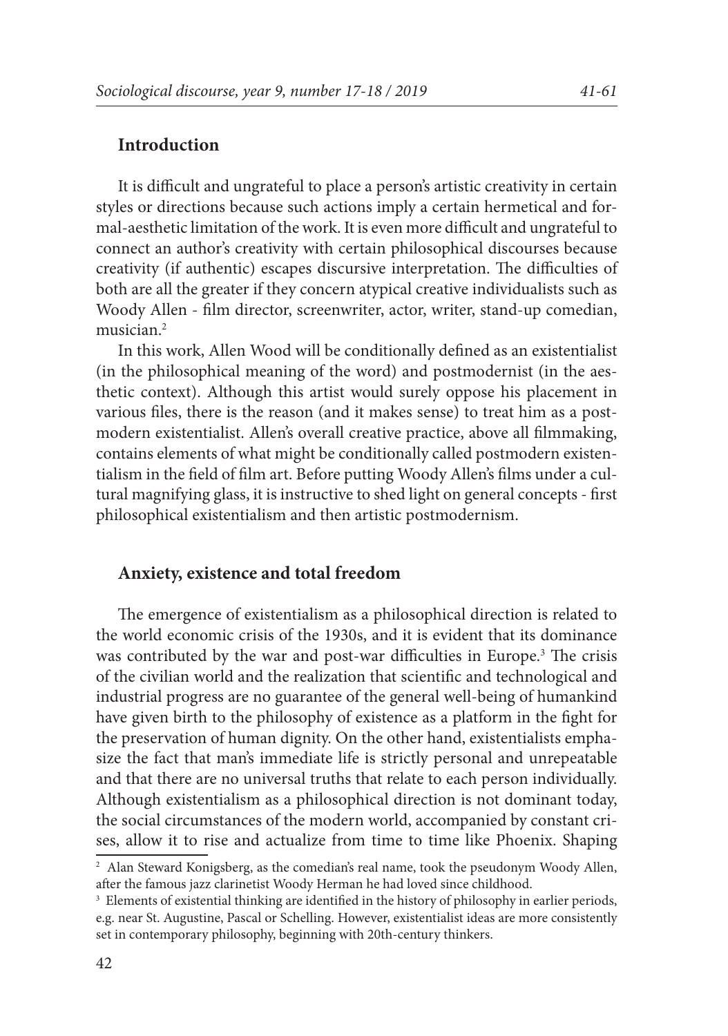## Introduction

It is difficult and ungrateful to place a person's artistic creativity in certain styles or directions because such actions imply a certain hermetical and formal-aesthetic limitation of the work. It is even more difficult and ungrateful to connect an author's creativity with certain philosophical discourses because creativity (if authentic) escapes discursive interpretation. The difficulties of both are all the greater if they concern atypical creative individualists such as Woody Allen - film director, screenwriter, actor, writer, stand-up comedian, musician.[2]

In this work, Allen Wood will be conditionally defined as an existentialist (in the philosophical meaning of the word) and postmodernist (in the aesthetic context). Although this artist would surely oppose his placement in various files, there is the reason (and it makes sense) to treat him as a postmodern existentialist. Allen's overall creative practice, above all filmmaking, contains elements of what might be conditionally called postmodern existentialism in the field of film art. Before putting Woody Allen's films under a cultural magnifying glass, it is instructive to shed light on general concepts - first philosophical existentialism and then artistic postmodernism.

## Anxiety, existence and total freedom

The emergence of existentialism as a philosophical direction is related to the world economic crisis of the 1930s, and it is evident that its dominance was contributed by the war and post-war difficulties in Europe.[3] The crisis of the civilian world and the realization that scientific and technological and industrial progress are no guarantee of the general well-being of humankind have given birth to the philosophy of existence as a platform in the fight for the preservation of human dignity. On the other hand, existentialists emphasize the fact that man's immediate life is strictly personal and unrepeatable and that there are no universal truths that relate to each person individually. Although existentialism as a philosophical direction is not dominant today, the social circumstances of the modern world, accompanied by constant crises, allow it to rise and actualize from time to time like Phoenix. Shaping

[2] Alan Steward Konigsberg, as the comedian's real name, took the pseudonym Woody Allen, after the famous jazz clarinetist Woody Herman he had loved since childhood.

[3] Elements of existential thinking are identified in the history of philosophy in earlier periods, e.g. near St. Augustine, Pascal or Schelling. However, existentialist ideas are more consistently set in contemporary philosophy, beginning with 20th-century thinkers.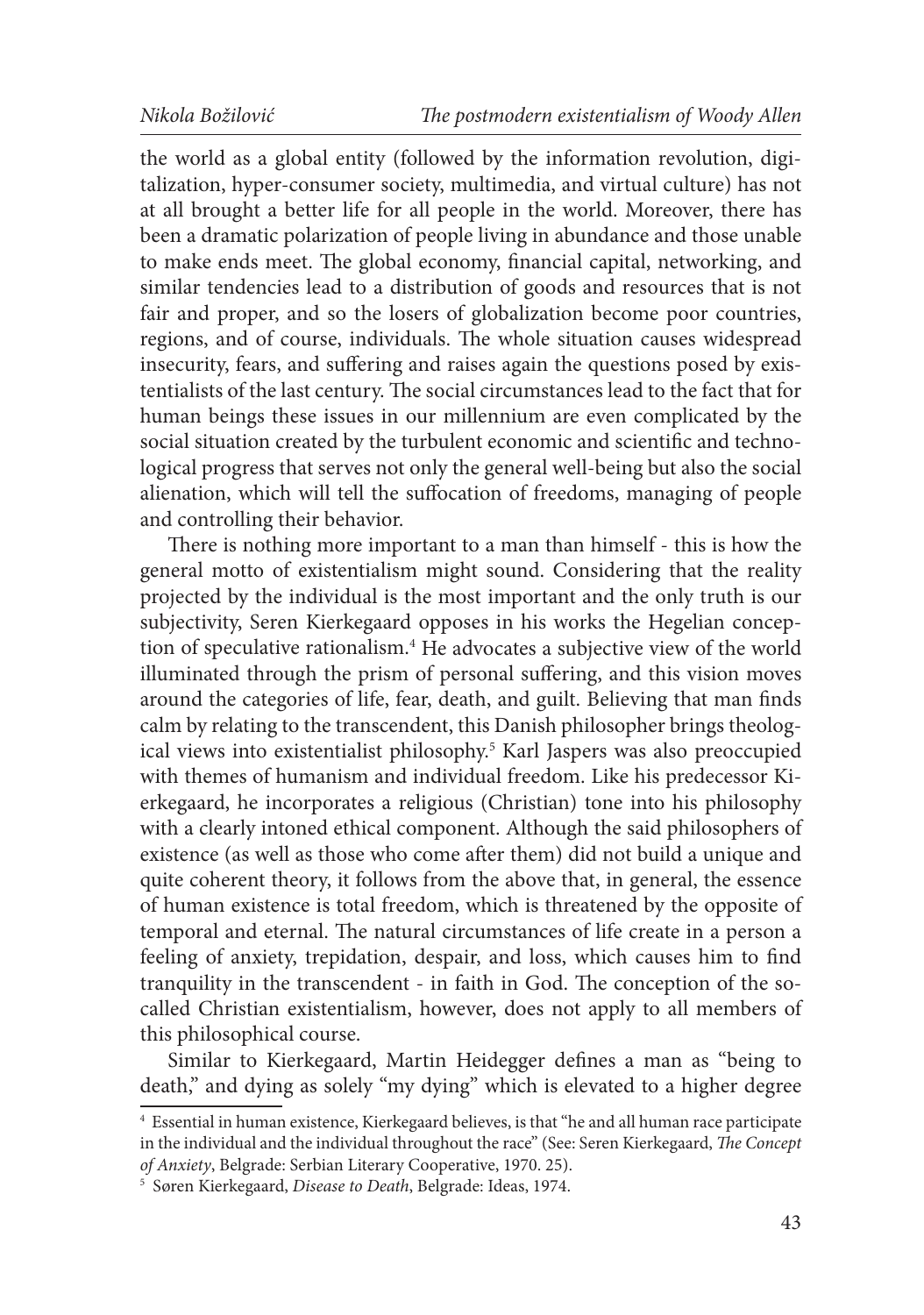the world as a global entity (followed by the information revolution, digitalization, hyper-consumer society, multimedia, and virtual culture) has not at all brought a better life for all people in the world. Moreover, there has been a dramatic polarization of people living in abundance and those unable to make ends meet. The global economy, financial capital, networking, and similar tendencies lead to a distribution of goods and resources that is not fair and proper, and so the losers of globalization become poor countries, regions, and of course, individuals. The whole situation causes widespread insecurity, fears, and suffering and raises again the questions posed by existentialists of the last century. The social circumstances lead to the fact that for human beings these issues in our millennium are even complicated by the social situation created by the turbulent economic and scientific and technological progress that serves not only the general well-being but also the social alienation, which will tell the suffocation of freedoms, managing of people and controlling their behavior.

There is nothing more important to a man than himself - this is how the general motto of existentialism might sound. Considering that the reality projected by the individual is the most important and the only truth is our subjectivity, Seren Kierkegaard opposes in his works the Hegelian conception of speculative rationalism.[4] He advocates a subjective view of the world illuminated through the prism of personal suffering, and this vision moves around the categories of life, fear, death, and guilt. Believing that man finds calm by relating to the transcendent, this Danish philosopher brings theological views into existentialist philosophy.[5] Karl Jaspers was also preoccupied with themes of humanism and individual freedom. Like his predecessor Kierkegaard, he incorporates a religious (Christian) tone into his philosophy with a clearly intoned ethical component. Although the said philosophers of existence (as well as those who come after them) did not build a unique and quite coherent theory, it follows from the above that, in general, the essence of human existence is total freedom, which is threatened by the opposite of temporal and eternal. The natural circumstances of life create in a person a feeling of anxiety, trepidation, despair, and loss, which causes him to find tranquility in the transcendent - in faith in God. The conception of the so-called Christian existentialism, however, does not apply to all members of this philosophical course.

Similar to Kierkegaard, Martin Heidegger defines a man as "being to death," and dying as solely "my dying" which is elevated to a higher degree

---

[4] Essential in human existence, Kierkegaard believes, is that "he and all human race participate in the individual and the individual throughout the race" (See: Seren Kierkegaard, *The Concept of Anxiety*, Belgrade: Serbian Literary Cooperative, 1970. 25).

[5] Søren Kierkegaard, *Disease to Death*, Belgrade: Ideas, 1974.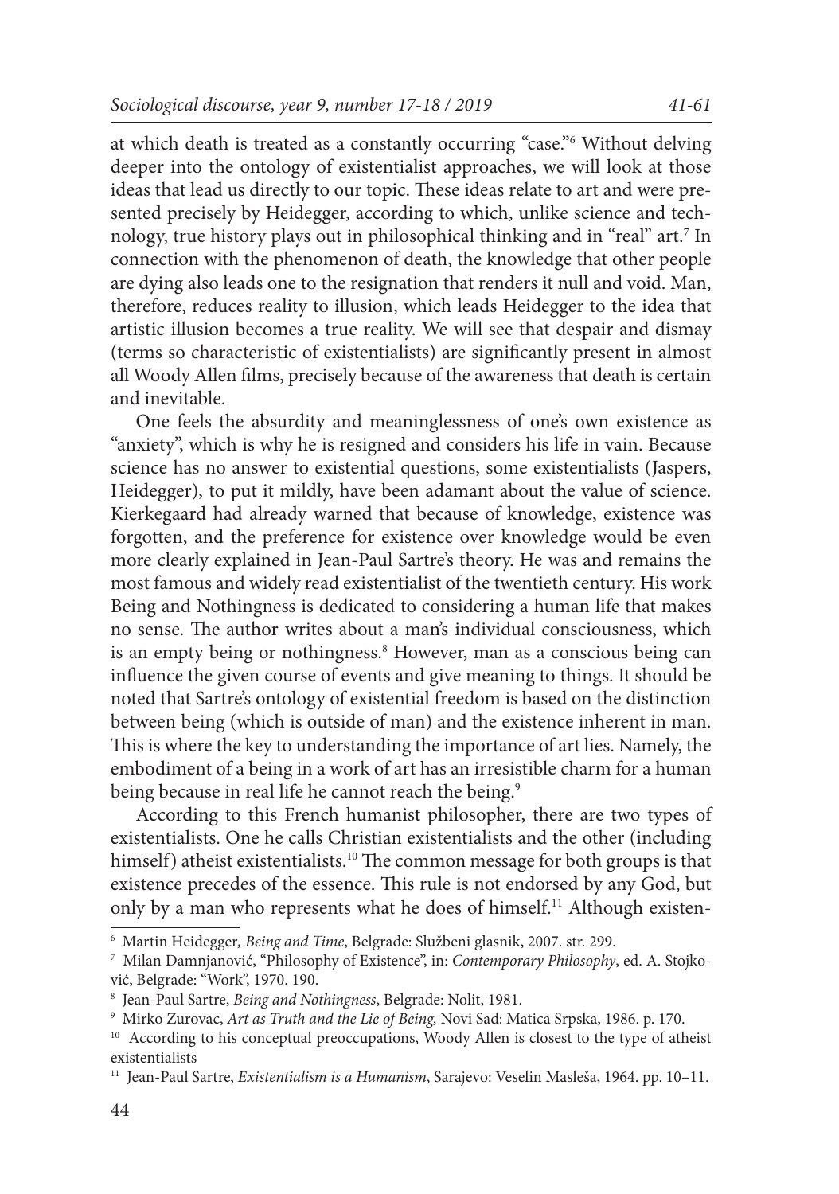at which death is treated as a constantly occurring "case."[6] Without delving deeper into the ontology of existentialist approaches, we will look at those ideas that lead us directly to our topic. These ideas relate to art and were presented precisely by Heidegger, according to which, unlike science and technology, true history plays out in philosophical thinking and in "real" art.[7] In connection with the phenomenon of death, the knowledge that other people are dying also leads one to the resignation that renders it null and void. Man, therefore, reduces reality to illusion, which leads Heidegger to the idea that artistic illusion becomes a true reality. We will see that despair and dismay (terms so characteristic of existentialists) are significantly present in almost all Woody Allen films, precisely because of the awareness that death is certain and inevitable.

One feels the absurdity and meaninglessness of one's own existence as "anxiety", which is why he is resigned and considers his life in vain. Because science has no answer to existential questions, some existentialists (Jaspers, Heidegger), to put it mildly, have been adamant about the value of science. Kierkegaard had already warned that because of knowledge, existence was forgotten, and the preference for existence over knowledge would be even more clearly explained in Jean-Paul Sartre's theory. He was and remains the most famous and widely read existentialist of the twentieth century. His work Being and Nothingness is dedicated to considering a human life that makes no sense. The author writes about a man's individual consciousness, which is an empty being or nothingness.[8] However, man as a conscious being can influence the given course of events and give meaning to things. It should be noted that Sartre's ontology of existential freedom is based on the distinction between being (which is outside of man) and the existence inherent in man. This is where the key to understanding the importance of art lies. Namely, the embodiment of a being in a work of art has an irresistible charm for a human being because in real life he cannot reach the being.[9]

According to this French humanist philosopher, there are two types of existentialists. One he calls Christian existentialists and the other (including himself) atheist existentialists.[10] The common message for both groups is that existence precedes of the essence. This rule is not endorsed by any God, but only by a man who represents what he does of himself.[11] Although existen-

---

[6] Martin Heidegger, *Being and Time*, Belgrade: Službeni glasnik, 2007. str. 299.

[7] Milan Damnjanović, "Philosophy of Existence", in: *Contemporary Philosophy*, ed. A. Stojković, Belgrade: "Work", 1970. 190.

[8] Jean-Paul Sartre, *Being and Nothingness*, Belgrade: Nolit, 1981.

[9] Mirko Zurovac, *Art as Truth and the Lie of Being*, Novi Sad: Matica Srpska, 1986. p. 170.

[10] According to his conceptual preoccupations, Woody Allen is closest to the type of atheist existentialists

[11] Jean-Paul Sartre, *Existentialism is a Humanism*, Sarajevo: Veselin Masleša, 1964. pp. 10–11.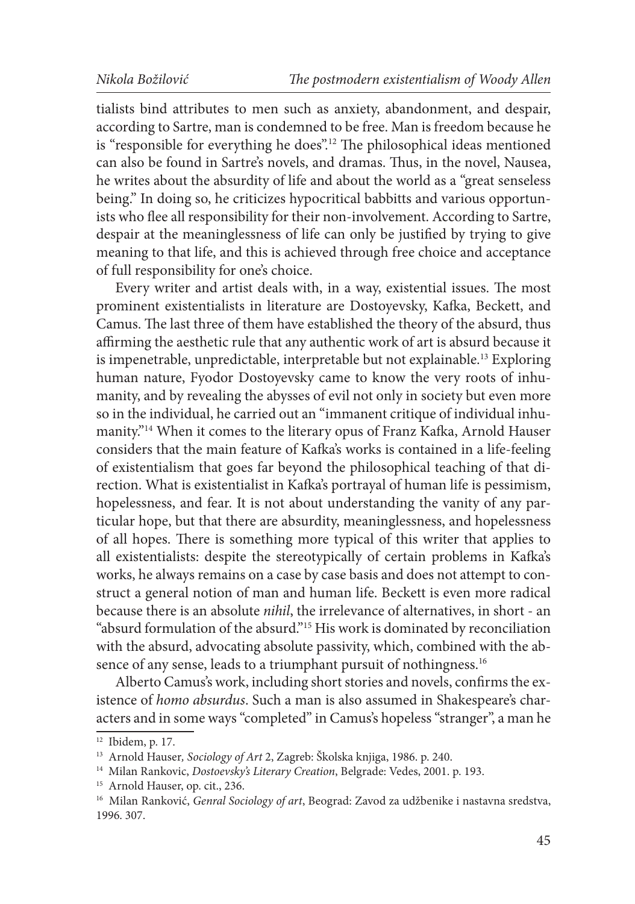tialists bind attributes to men such as anxiety, abandonment, and despair, according to Sartre, man is condemned to be free. Man is freedom because he is "responsible for everything he does".[12] The philosophical ideas mentioned can also be found in Sartre's novels, and dramas. Thus, in the novel, Nausea, he writes about the absurdity of life and about the world as a "great senseless being." In doing so, he criticizes hypocritical babbitts and various opportunists who flee all responsibility for their non-involvement. According to Sartre, despair at the meaninglessness of life can only be justified by trying to give meaning to that life, and this is achieved through free choice and acceptance of full responsibility for one's choice.

Every writer and artist deals with, in a way, existential issues. The most prominent existentialists in literature are Dostoyevsky, Kafka, Beckett, and Camus. The last three of them have established the theory of the absurd, thus affirming the aesthetic rule that any authentic work of art is absurd because it is impenetrable, unpredictable, interpretable but not explainable.[13] Exploring human nature, Fyodor Dostoyevsky came to know the very roots of inhumanity, and by revealing the abysses of evil not only in society but even more so in the individual, he carried out an "immanent critique of individual inhumanity."[14] When it comes to the literary opus of Franz Kafka, Arnold Hauser considers that the main feature of Kafka's works is contained in a life-feeling of existentialism that goes far beyond the philosophical teaching of that direction. What is existentialist in Kafka's portrayal of human life is pessimism, hopelessness, and fear. It is not about understanding the vanity of any particular hope, but that there are absurdity, meaninglessness, and hopelessness of all hopes. There is something more typical of this writer that applies to all existentialists: despite the stereotypically of certain problems in Kafka's works, he always remains on a case by case basis and does not attempt to construct a general notion of man and human life. Beckett is even more radical because there is an absolute *nihil*, the irrelevance of alternatives, in short - an "absurd formulation of the absurd."[15] His work is dominated by reconciliation with the absurd, advocating absolute passivity, which, combined with the absence of any sense, leads to a triumphant pursuit of nothingness.[16]

Alberto Camus's work, including short stories and novels, confirms the existence of *homo absurdus*. Such a man is also assumed in Shakespeare's characters and in some ways "completed" in Camus's hopeless "stranger", a man he

---

[12] Ibidem, p. 17.

[13] Arnold Hauser*, Sociology of Art* 2, Zagreb: Školska knjiga, 1986. p. 240.

[14] Milan Rankovic, *Dostoevsky's Literary Creation*, Belgrade: Vedes, 2001. p. 193.

[15] Arnold Hauser, op. cit., 236.

[16] Milan Ranković, *Genral Sociology of art*, Beograd: Zavod za udžbenike i nastavna sredstva, 1996. 307.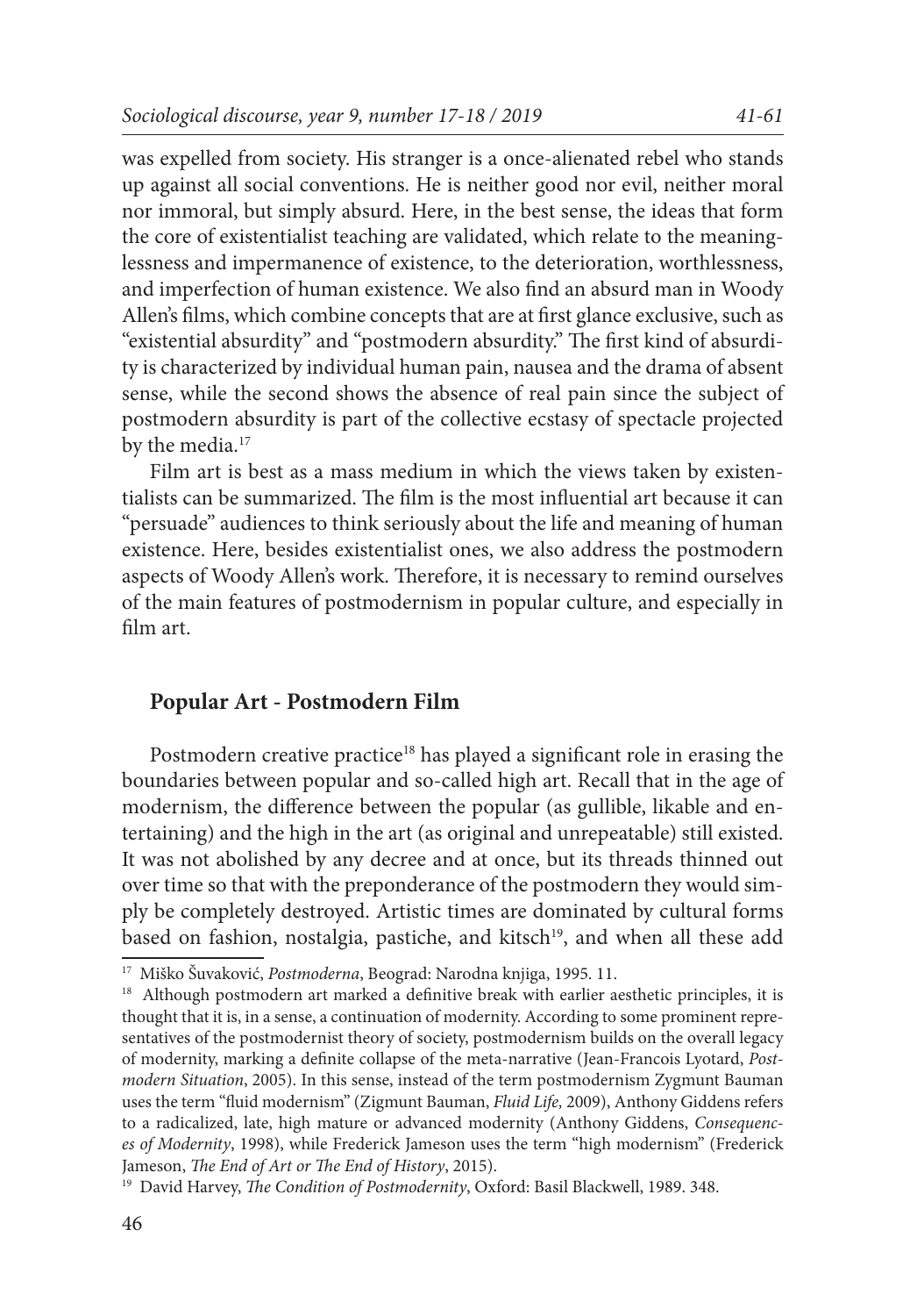was expelled from society. His stranger is a once-alienated rebel who stands up against all social conventions. He is neither good nor evil, neither moral nor immoral, but simply absurd. Here, in the best sense, the ideas that form the core of existentialist teaching are validated, which relate to the meaninglessness and impermanence of existence, to the deterioration, worthlessness, and imperfection of human existence. We also find an absurd man in Woody Allen's films, which combine concepts that are at first glance exclusive, such as "existential absurdity" and "postmodern absurdity." The first kind of absurdity is characterized by individual human pain, nausea and the drama of absent sense, while the second shows the absence of real pain since the subject of postmodern absurdity is part of the collective ecstasy of spectacle projected by the media.[17]

Film art is best as a mass medium in which the views taken by existentialists can be summarized. The film is the most influential art because it can "persuade" audiences to think seriously about the life and meaning of human existence. Here, besides existentialist ones, we also address the postmodern aspects of Woody Allen's work. Therefore, it is necessary to remind ourselves of the main features of postmodernism in popular culture, and especially in film art.

## Popular Art - Postmodern Film

Postmodern creative practice[18] has played a significant role in erasing the boundaries between popular and so-called high art. Recall that in the age of modernism, the difference between the popular (as gullible, likable and entertaining) and the high in the art (as original and unrepeatable) still existed. It was not abolished by any decree and at once, but its threads thinned out over time so that with the preponderance of the postmodern they would simply be completely destroyed. Artistic times are dominated by cultural forms based on fashion, nostalgia, pastiche, and kitsch[19], and when all these add

---

[17] Miško Šuvaković, *Postmoderna*, Beograd: Narodna knjiga, 1995. 11.

[18] Although postmodern art marked a definitive break with earlier aesthetic principles, it is thought that it is, in a sense, a continuation of modernity. According to some prominent representatives of the postmodernist theory of society, postmodernism builds on the overall legacy of modernity, marking a definite collapse of the meta-narrative (Jean-Francois Lyotard, *Postmodern Situation*, 2005). In this sense, instead of the term postmodernism Zygmunt Bauman uses the term "fluid modernism" (Zigmunt Bauman, *Fluid Life,* 2009), Anthony Giddens refers to a radicalized, late, high mature or advanced modernity (Anthony Giddens, *Consequences of Modernity*, 1998), while Frederick Jameson uses the term "high modernism" (Frederick Jameson, *The End of Art or The End of History*, 2015).

[19] David Harvey, *The Condition of Postmodernity*, Oxford: Basil Blackwell, 1989. 348.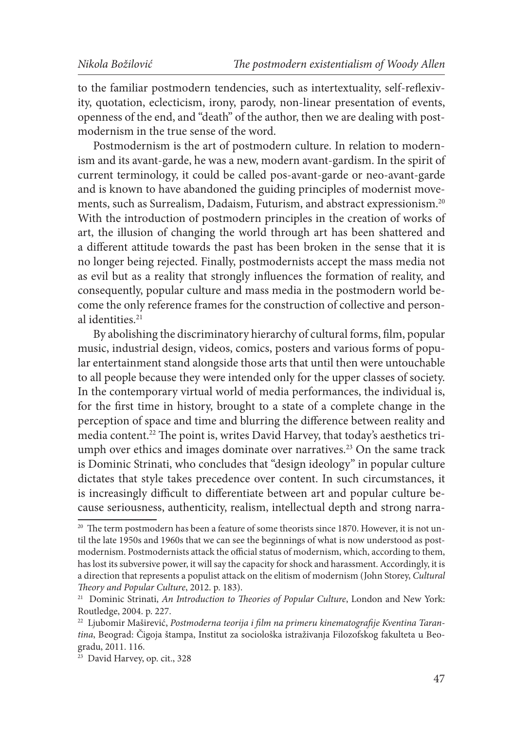to the familiar postmodern tendencies, such as intertextuality, self-reflexivity, quotation, eclecticism, irony, parody, non-linear presentation of events, openness of the end, and "death" of the author, then we are dealing with postmodernism in the true sense of the word.

Postmodernism is the art of postmodern culture. In relation to modernism and its avant-garde, he was a new, modern avant-gardism. In the spirit of current terminology, it could be called pos-avant-garde or neo-avant-garde and is known to have abandoned the guiding principles of modernist movements, such as Surrealism, Dadaism, Futurism, and abstract expressionism.[20] With the introduction of postmodern principles in the creation of works of art, the illusion of changing the world through art has been shattered and a different attitude towards the past has been broken in the sense that it is no longer being rejected. Finally, postmodernists accept the mass media not as evil but as a reality that strongly influences the formation of reality, and consequently, popular culture and mass media in the postmodern world become the only reference frames for the construction of collective and personal identities.[21]

By abolishing the discriminatory hierarchy of cultural forms, film, popular music, industrial design, videos, comics, posters and various forms of popular entertainment stand alongside those arts that until then were untouchable to all people because they were intended only for the upper classes of society. In the contemporary virtual world of media performances, the individual is, for the first time in history, brought to a state of a complete change in the perception of space and time and blurring the difference between reality and media content.[22] The point is, writes David Harvey, that today's aesthetics triumph over ethics and images dominate over narratives.[23] On the same track is Dominic Strinati, who concludes that "design ideology" in popular culture dictates that style takes precedence over content. In such circumstances, it is increasingly difficult to differentiate between art and popular culture because seriousness, authenticity, realism, intellectual depth and strong narra-

---

[20] The term postmodern has been a feature of some theorists since 1870. However, it is not until the late 1950s and 1960s that we can see the beginnings of what is now understood as postmodernism. Postmodernists attack the official status of modernism, which, according to them, has lost its subversive power, it will say the capacity for shock and harassment. Accordingly, it is a direction that represents a populist attack on the elitism of modernism (John Storey, *Cultural Theory and Popular Culture*, 2012. p. 183).

[21] Dominic Strinati, *An Introduction to Theories of Popular Culture*, London and New York: Routledge, 2004. p. 227.

[22] Ljubomir Maširević, *Postmoderna teorija i film na primeru kinematografije Kventina Tarantina*, Beograd: Čigoja štampa, Institut za sociološka istraživanja Filozofskog fakulteta u Beogradu, 2011. 116.

[23] David Harvey, op. cit., 328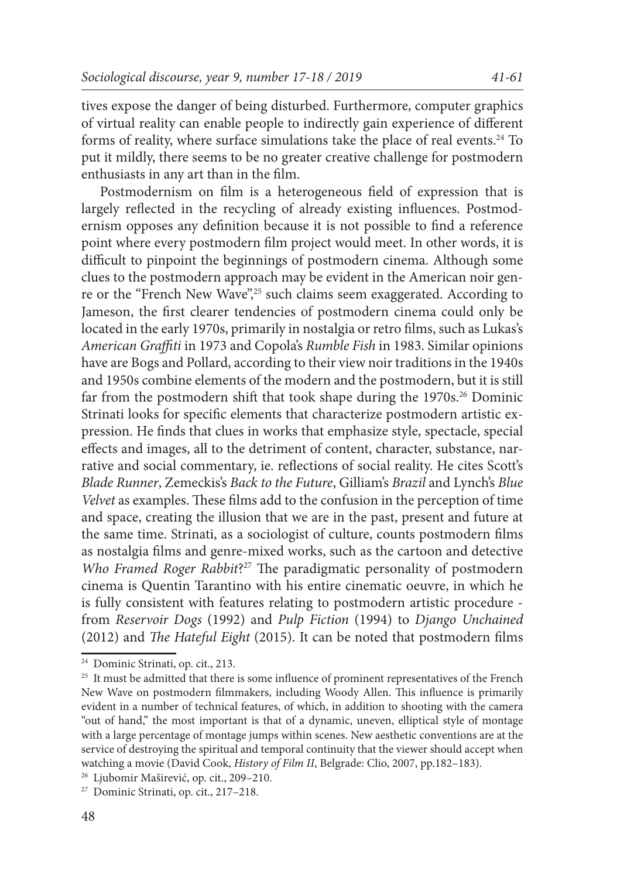tives expose the danger of being disturbed. Furthermore, computer graphics of virtual reality can enable people to indirectly gain experience of different forms of reality, where surface simulations take the place of real events.[24] To put it mildly, there seems to be no greater creative challenge for postmodern enthusiasts in any art than in the film.

Postmodernism on film is a heterogeneous field of expression that is largely reflected in the recycling of already existing influences. Postmodernism opposes any definition because it is not possible to find a reference point where every postmodern film project would meet. In other words, it is difficult to pinpoint the beginnings of postmodern cinema. Although some clues to the postmodern approach may be evident in the American noir genre or the "French New Wave",[25] such claims seem exaggerated. According to Jameson, the first clearer tendencies of postmodern cinema could only be located in the early 1970s, primarily in nostalgia or retro films, such as Lukas's *American Graffiti* in 1973 and Copola's *Rumble Fish* in 1983. Similar opinions have are Bogs and Pollard, according to their view noir traditions in the 1940s and 1950s combine elements of the modern and the postmodern, but it is still far from the postmodern shift that took shape during the 1970s.[26] Dominic Strinati looks for specific elements that characterize postmodern artistic expression. He finds that clues in works that emphasize style, spectacle, special effects and images, all to the detriment of content, character, substance, narrative and social commentary, ie. reflections of social reality. He cites Scott's *Blade Runner*, Zemeckis's *Back to the Future*, Gilliam's *Brazil* and Lynch's *Blue Velvet* as examples. These films add to the confusion in the perception of time and space, creating the illusion that we are in the past, present and future at the same time. Strinati, as a sociologist of culture, counts postmodern films as nostalgia films and genre-mixed works, such as the cartoon and detective *Who Framed Roger Rabbit*?[27] The paradigmatic personality of postmodern cinema is Quentin Tarantino with his entire cinematic oeuvre, in which he is fully consistent with features relating to postmodern artistic procedure - from *Reservoir Dogs* (1992) and *Pulp Fiction* (1994) to *Django Unchained* (2012) and *The Hateful Eight* (2015). It can be noted that postmodern films

---

[24] Dominic Strinati, op. cit., 213.

[25] It must be admitted that there is some influence of prominent representatives of the French New Wave on postmodern filmmakers, including Woody Allen. This influence is primarily evident in a number of technical features, of which, in addition to shooting with the camera "out of hand," the most important is that of a dynamic, uneven, elliptical style of montage with a large percentage of montage jumps within scenes. New aesthetic conventions are at the service of destroying the spiritual and temporal continuity that the viewer should accept when watching a movie (David Cook, *History of Film II*, Belgrade: Clio, 2007, pp.182–183).

[26] Ljubomir Maširević, op. cit., 209–210.

[27] Dominic Strinati, op. cit., 217–218.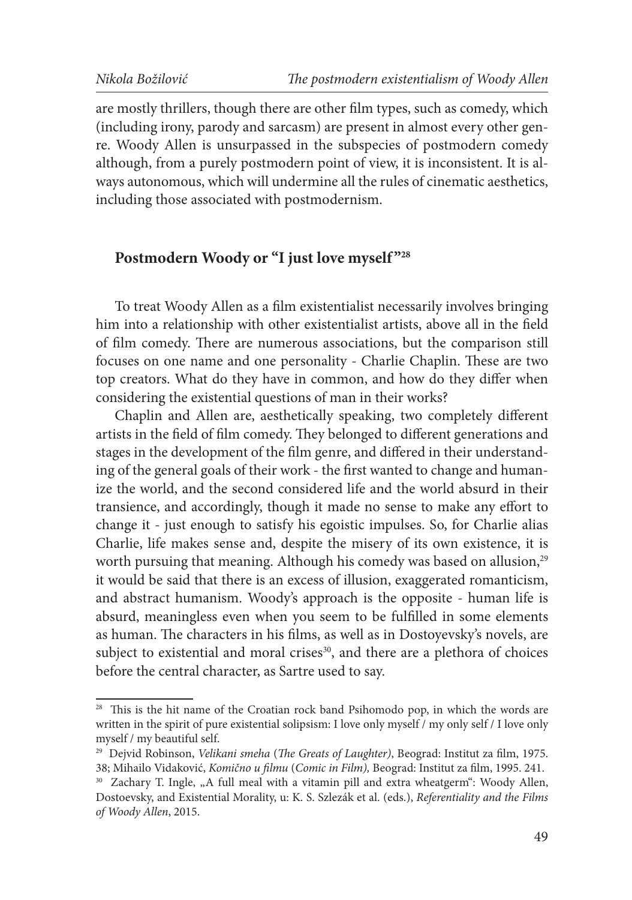are mostly thrillers, though there are other film types, such as comedy, which (including irony, parody and sarcasm) are present in almost every other genre. Woody Allen is unsurpassed in the subspecies of postmodern comedy although, from a purely postmodern point of view, it is inconsistent. It is always autonomous, which will undermine all the rules of cinematic aesthetics, including those associated with postmodernism.

## Postmodern Woody or "I just love myself"[28]

To treat Woody Allen as a film existentialist necessarily involves bringing him into a relationship with other existentialist artists, above all in the field of film comedy. There are numerous associations, but the comparison still focuses on one name and one personality - Charlie Chaplin. These are two top creators. What do they have in common, and how do they differ when considering the existential questions of man in their works?

Chaplin and Allen are, aesthetically speaking, two completely different artists in the field of film comedy. They belonged to different generations and stages in the development of the film genre, and differed in their understanding of the general goals of their work - the first wanted to change and humanize the world, and the second considered life and the world absurd in their transience, and accordingly, though it made no sense to make any effort to change it - just enough to satisfy his egoistic impulses. So, for Charlie alias Charlie, life makes sense and, despite the misery of its own existence, it is worth pursuing that meaning. Although his comedy was based on allusion,[29] it would be said that there is an excess of illusion, exaggerated romanticism, and abstract humanism. Woody's approach is the opposite - human life is absurd, meaningless even when you seem to be fulfilled in some elements as human. The characters in his films, as well as in Dostoyevsky's novels, are subject to existential and moral crises[30], and there are a plethora of choices before the central character, as Sartre used to say.

---

[28] This is the hit name of the Croatian rock band Psihomodo pop, in which the words are written in the spirit of pure existential solipsism: I love only myself / my only self / I love only myself / my beautiful self.

[29] Dejvid Robinson, *Velikani smeha* (*The Greats of Laughter)*, Beograd: Institut za film, 1975. 38; Mihailo Vidaković, *Komično u filmu* (*Comic in Film),* Beograd: Institut za film, 1995. 241.

[30] Zachary T. Ingle, „A full meal with a vitamin pill and extra wheatgerm": Woody Allen, Dostoevsky, and Existential Morality, u: K. S. Szlezák et al. (eds.), *Referentiality and the Films of Woody Allen*, 2015.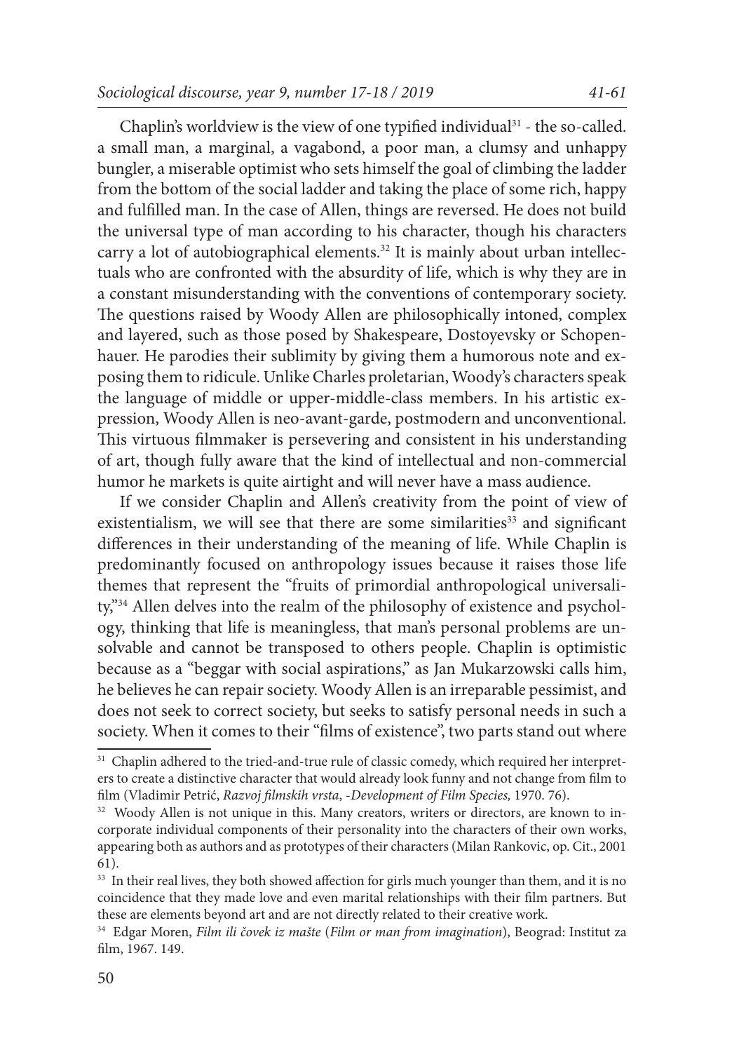Chaplin's worldview is the view of one typified individual[31] - the so-called. a small man, a marginal, a vagabond, a poor man, a clumsy and unhappy bungler, a miserable optimist who sets himself the goal of climbing the ladder from the bottom of the social ladder and taking the place of some rich, happy and fulfilled man. In the case of Allen, things are reversed. He does not build the universal type of man according to his character, though his characters carry a lot of autobiographical elements.[32] It is mainly about urban intellectuals who are confronted with the absurdity of life, which is why they are in a constant misunderstanding with the conventions of contemporary society. The questions raised by Woody Allen are philosophically intoned, complex and layered, such as those posed by Shakespeare, Dostoyevsky or Schopenhauer. He parodies their sublimity by giving them a humorous note and exposing them to ridicule. Unlike Charles proletarian, Woody's characters speak the language of middle or upper-middle-class members. In his artistic expression, Woody Allen is neo-avant-garde, postmodern and unconventional. This virtuous filmmaker is persevering and consistent in his understanding of art, though fully aware that the kind of intellectual and non-commercial humor he markets is quite airtight and will never have a mass audience.

If we consider Chaplin and Allen's creativity from the point of view of existentialism, we will see that there are some similarities[33] and significant differences in their understanding of the meaning of life. While Chaplin is predominantly focused on anthropology issues because it raises those life themes that represent the "fruits of primordial anthropological universality,"[34] Allen delves into the realm of the philosophy of existence and psychology, thinking that life is meaningless, that man's personal problems are unsolvable and cannot be transposed to others people. Chaplin is optimistic because as a "beggar with social aspirations," as Jan Mukarzowski calls him, he believes he can repair society. Woody Allen is an irreparable pessimist, and does not seek to correct society, but seeks to satisfy personal needs in such a society. When it comes to their "films of existence", two parts stand out where

---

[31] Chaplin adhered to the tried-and-true rule of classic comedy, which required her interpreters to create a distinctive character that would already look funny and not change from film to film (Vladimir Petrić, *Razvoj filmskih vrsta*, -*Development of Film Species,* 1970. 76).

[32] Woody Allen is not unique in this. Many creators, writers or directors, are known to incorporate individual components of their personality into the characters of their own works, appearing both as authors and as prototypes of their characters (Milan Rankovic, op. Cit., 2001 61).

[33] In their real lives, they both showed affection for girls much younger than them, and it is no coincidence that they made love and even marital relationships with their film partners. But these are elements beyond art and are not directly related to their creative work.

[34] Edgar Moren, *Film ili čovek iz mašte* (*Film or man from imagination*), Beograd: Institut za film, 1967. 149.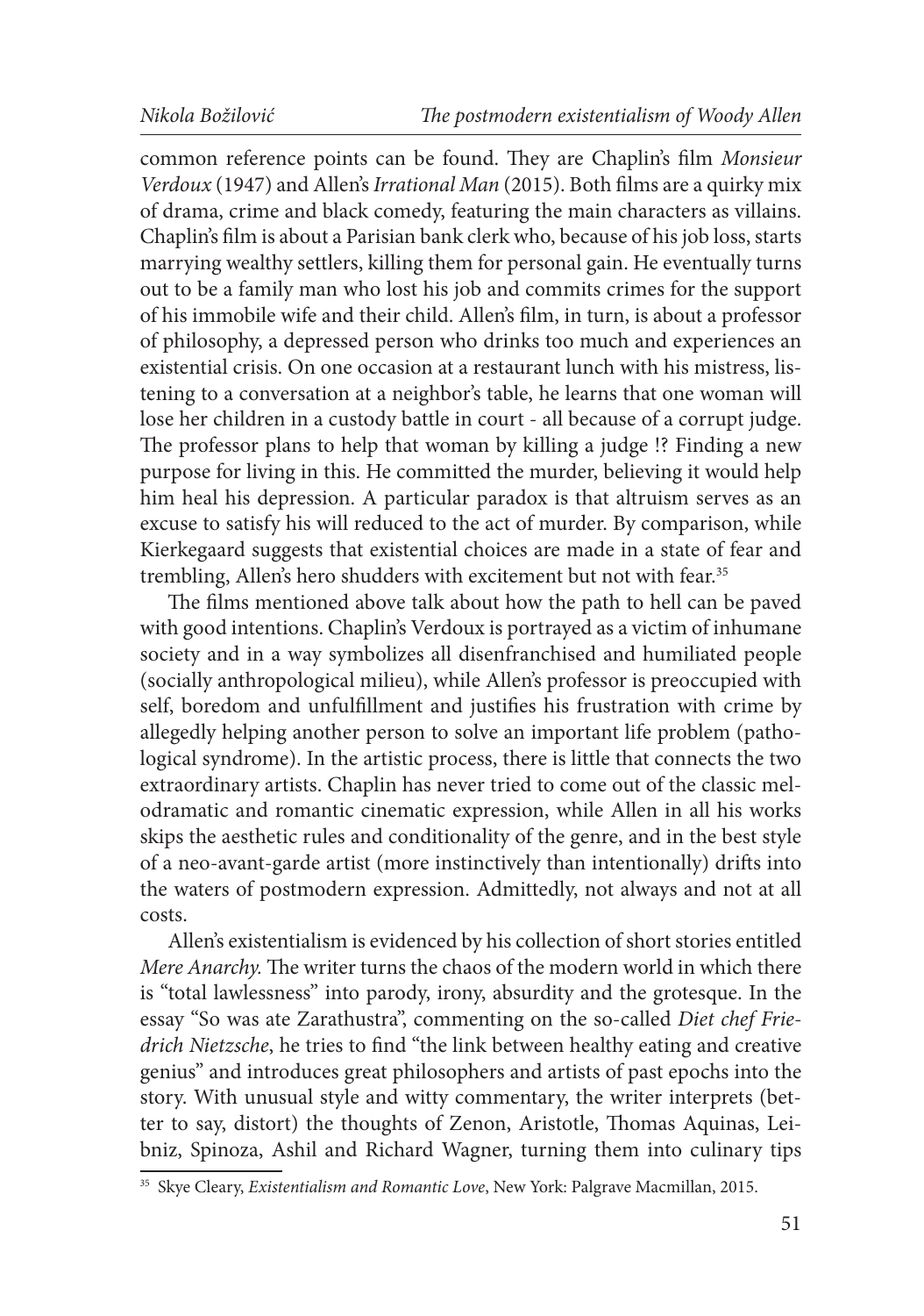common reference points can be found. They are Chaplin's film *Monsieur Verdoux* (1947) and Allen's *Irrational Man* (2015). Both films are a quirky mix of drama, crime and black comedy, featuring the main characters as villains. Chaplin's film is about a Parisian bank clerk who, because of his job loss, starts marrying wealthy settlers, killing them for personal gain. He eventually turns out to be a family man who lost his job and commits crimes for the support of his immobile wife and their child. Allen's film, in turn, is about a professor of philosophy, a depressed person who drinks too much and experiences an existential crisis. On one occasion at a restaurant lunch with his mistress, listening to a conversation at a neighbor's table, he learns that one woman will lose her children in a custody battle in court - all because of a corrupt judge. The professor plans to help that woman by killing a judge !? Finding a new purpose for living in this. He committed the murder, believing it would help him heal his depression. A particular paradox is that altruism serves as an excuse to satisfy his will reduced to the act of murder. By comparison, while Kierkegaard suggests that existential choices are made in a state of fear and trembling, Allen's hero shudders with excitement but not with fear.[35]

The films mentioned above talk about how the path to hell can be paved with good intentions. Chaplin's Verdoux is portrayed as a victim of inhumane society and in a way symbolizes all disenfranchised and humiliated people (socially anthropological milieu), while Allen's professor is preoccupied with self, boredom and unfulfillment and justifies his frustration with crime by allegedly helping another person to solve an important life problem (pathological syndrome). In the artistic process, there is little that connects the two extraordinary artists. Chaplin has never tried to come out of the classic melodramatic and romantic cinematic expression, while Allen in all his works skips the aesthetic rules and conditionality of the genre, and in the best style of a neo-avant-garde artist (more instinctively than intentionally) drifts into the waters of postmodern expression. Admittedly, not always and not at all costs.

Allen's existentialism is evidenced by his collection of short stories entitled *Mere Anarchy*. The writer turns the chaos of the modern world in which there is "total lawlessness" into parody, irony, absurdity and the grotesque. In the essay "So was ate Zarathustra", commenting on the so-called *Diet chef Friedrich Nietzsche*, he tries to find "the link between healthy eating and creative genius" and introduces great philosophers and artists of past epochs into the story. With unusual style and witty commentary, the writer interprets (better to say, distort) the thoughts of Zenon, Aristotle, Thomas Aquinas, Leibniz, Spinoza, Ashil and Richard Wagner, turning them into culinary tips

---

[35] Skye Cleary, *Existentialism and Romantic Love*, New York: Palgrave Macmillan, 2015.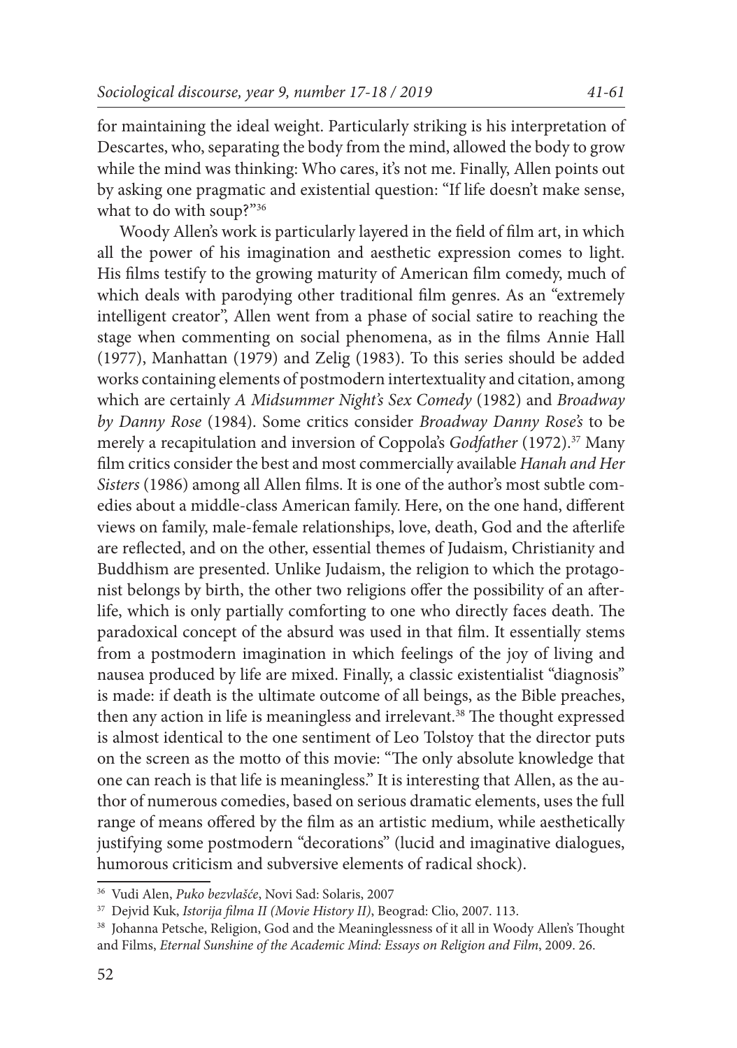for maintaining the ideal weight. Particularly striking is his interpretation of Descartes, who, separating the body from the mind, allowed the body to grow while the mind was thinking: Who cares, it's not me. Finally, Allen points out by asking one pragmatic and existential question: "If life doesn't make sense, what to do with soup?"[36]

Woody Allen's work is particularly layered in the field of film art, in which all the power of his imagination and aesthetic expression comes to light. His films testify to the growing maturity of American film comedy, much of which deals with parodying other traditional film genres. As an "extremely intelligent creator", Allen went from a phase of social satire to reaching the stage when commenting on social phenomena, as in the films Annie Hall (1977), Manhattan (1979) and Zelig (1983). To this series should be added works containing elements of postmodern intertextuality and citation, among which are certainly *A Midsummer Night's Sex Comedy* (1982) and *Broadway by Danny Rose* (1984). Some critics consider *Broadway Danny Rose's* to be merely a recapitulation and inversion of Coppola's *Godfather* (1972).[37] Many film critics consider the best and most commercially available *Hanah and Her Sisters* (1986) among all Allen films. It is one of the author's most subtle comedies about a middle-class American family. Here, on the one hand, different views on family, male-female relationships, love, death, God and the afterlife are reflected, and on the other, essential themes of Judaism, Christianity and Buddhism are presented. Unlike Judaism, the religion to which the protagonist belongs by birth, the other two religions offer the possibility of an afterlife, which is only partially comforting to one who directly faces death. The paradoxical concept of the absurd was used in that film. It essentially stems from a postmodern imagination in which feelings of the joy of living and nausea produced by life are mixed. Finally, a classic existentialist "diagnosis" is made: if death is the ultimate outcome of all beings, as the Bible preaches, then any action in life is meaningless and irrelevant.[38] The thought expressed is almost identical to the one sentiment of Leo Tolstoy that the director puts on the screen as the motto of this movie: "The only absolute knowledge that one can reach is that life is meaningless." It is interesting that Allen, as the author of numerous comedies, based on serious dramatic elements, uses the full range of means offered by the film as an artistic medium, while aesthetically justifying some postmodern "decorations" (lucid and imaginative dialogues, humorous criticism and subversive elements of radical shock).

---

[36] Vudi Alen, *Puko bezvlašće*, Novi Sad: Solaris, 2007

[37] Dejvid Kuk, *Istorija filma II (Movie History II)*, Beograd: Clio, 2007. 113.

[38] Johanna Petsche, Religion, God and the Meaninglessness of it all in Woody Allen's Thought and Films, *Eternal Sunshine of the Academic Mind: Essays on Religion and Film*, 2009. 26.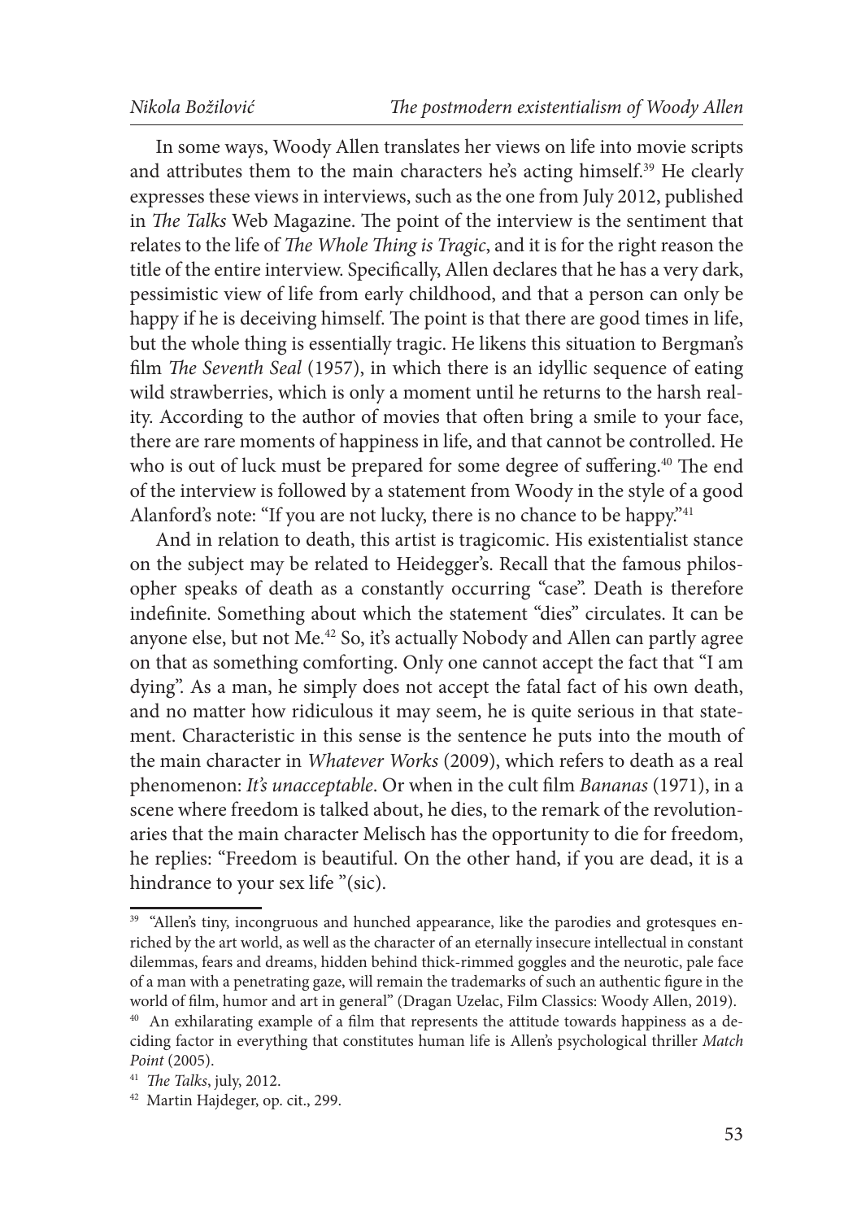In some ways, Woody Allen translates her views on life into movie scripts and attributes them to the main characters he's acting himself.[39] He clearly expresses these views in interviews, such as the one from July 2012, published in *The Talks* Web Magazine. The point of the interview is the sentiment that relates to the life of *The Whole Thing is Tragic*, and it is for the right reason the title of the entire interview. Specifically, Allen declares that he has a very dark, pessimistic view of life from early childhood, and that a person can only be happy if he is deceiving himself. The point is that there are good times in life, but the whole thing is essentially tragic. He likens this situation to Bergman's film *The Seventh Seal* (1957), in which there is an idyllic sequence of eating wild strawberries, which is only a moment until he returns to the harsh reality. According to the author of movies that often bring a smile to your face, there are rare moments of happiness in life, and that cannot be controlled. He who is out of luck must be prepared for some degree of suffering.[40] The end of the interview is followed by a statement from Woody in the style of a good Alanford's note: "If you are not lucky, there is no chance to be happy."[41]

And in relation to death, this artist is tragicomic. His existentialist stance on the subject may be related to Heidegger's. Recall that the famous philosopher speaks of death as a constantly occurring "case". Death is therefore indefinite. Something about which the statement "dies" circulates. It can be anyone else, but not Me.[42] So, it's actually Nobody and Allen can partly agree on that as something comforting. Only one cannot accept the fact that "I am dying". As a man, he simply does not accept the fatal fact of his own death, and no matter how ridiculous it may seem, he is quite serious in that statement. Characteristic in this sense is the sentence he puts into the mouth of the main character in *Whatever Works* (2009), which refers to death as a real phenomenon: *It's unacceptable*. Or when in the cult film *Bananas* (1971), in a scene where freedom is talked about, he dies, to the remark of the revolutionaries that the main character Melisch has the opportunity to die for freedom, he replies: "Freedom is beautiful. On the other hand, if you are dead, it is a hindrance to your sex life "(sic).

---

[39] "Allen's tiny, incongruous and hunched appearance, like the parodies and grotesques enriched by the art world, as well as the character of an eternally insecure intellectual in constant dilemmas, fears and dreams, hidden behind thick-rimmed goggles and the neurotic, pale face of a man with a penetrating gaze, will remain the trademarks of such an authentic figure in the world of film, humor and art in general" (Dragan Uzelac, Film Classics: Woody Allen, 2019).

[40] An exhilarating example of a film that represents the attitude towards happiness as a deciding factor in everything that constitutes human life is Allen's psychological thriller *Match Point* (2005).

[41] *The Talks*, july, 2012.

[42] Martin Hajdeger, op. cit., 299.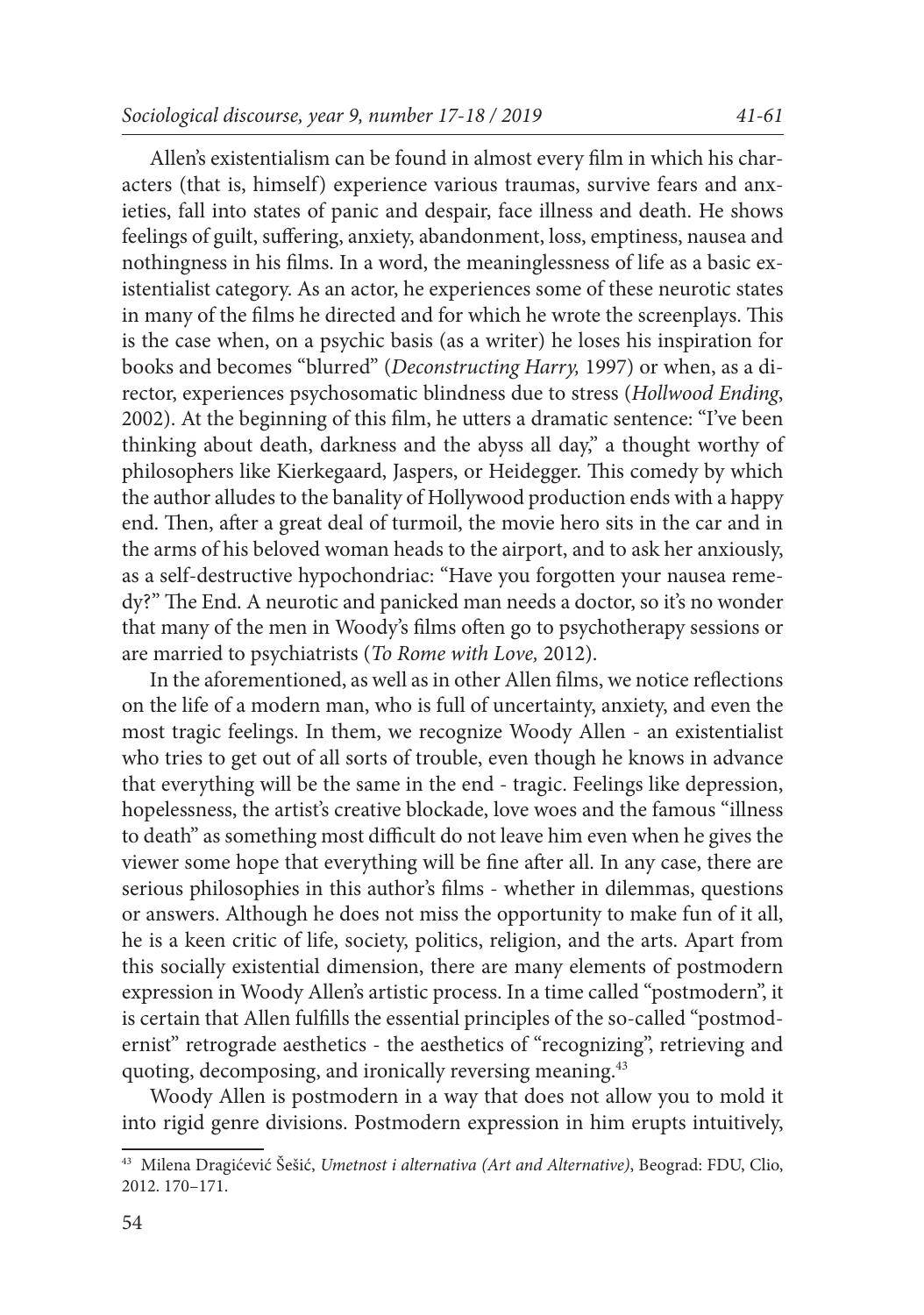Allen's existentialism can be found in almost every film in which his characters (that is, himself) experience various traumas, survive fears and anxieties, fall into states of panic and despair, face illness and death. He shows feelings of guilt, suffering, anxiety, abandonment, loss, emptiness, nausea and nothingness in his films. In a word, the meaninglessness of life as a basic existentialist category. As an actor, he experiences some of these neurotic states in many of the films he directed and for which he wrote the screenplays. This is the case when, on a psychic basis (as a writer) he loses his inspiration for books and becomes "blurred" (*Deconstructing Harry,* 1997) or when, as a director, experiences psychosomatic blindness due to stress (*Hollwood Ending*, 2002). At the beginning of this film, he utters a dramatic sentence: "I've been thinking about death, darkness and the abyss all day," a thought worthy of philosophers like Kierkegaard, Jaspers, or Heidegger. This comedy by which the author alludes to the banality of Hollywood production ends with a happy end. Then, after a great deal of turmoil, the movie hero sits in the car and in the arms of his beloved woman heads to the airport, and to ask her anxiously, as a self-destructive hypochondriac: "Have you forgotten your nausea remedy?" The End. A neurotic and panicked man needs a doctor, so it's no wonder that many of the men in Woody's films often go to psychotherapy sessions or are married to psychiatrists (*To Rome with Love,* 2012).

In the aforementioned, as well as in other Allen films, we notice reflections on the life of a modern man, who is full of uncertainty, anxiety, and even the most tragic feelings. In them, we recognize Woody Allen - an existentialist who tries to get out of all sorts of trouble, even though he knows in advance that everything will be the same in the end - tragic. Feelings like depression, hopelessness, the artist's creative blockade, love woes and the famous "illness to death" as something most difficult do not leave him even when he gives the viewer some hope that everything will be fine after all. In any case, there are serious philosophies in this author's films - whether in dilemmas, questions or answers. Although he does not miss the opportunity to make fun of it all, he is a keen critic of life, society, politics, religion, and the arts. Apart from this socially existential dimension, there are many elements of postmodern expression in Woody Allen's artistic process. In a time called "postmodern", it is certain that Allen fulfills the essential principles of the so-called "postmodernist" retrograde aesthetics - the aesthetics of "recognizing", retrieving and quoting, decomposing, and ironically reversing meaning.[43]

Woody Allen is postmodern in a way that does not allow you to mold it into rigid genre divisions. Postmodern expression in him erupts intuitively,

---

[43] Milena Dragićević Šešić, *Umetnost i alternativa (Art and Alternative)*, Beograd: FDU, Clio, 2012. 170–171.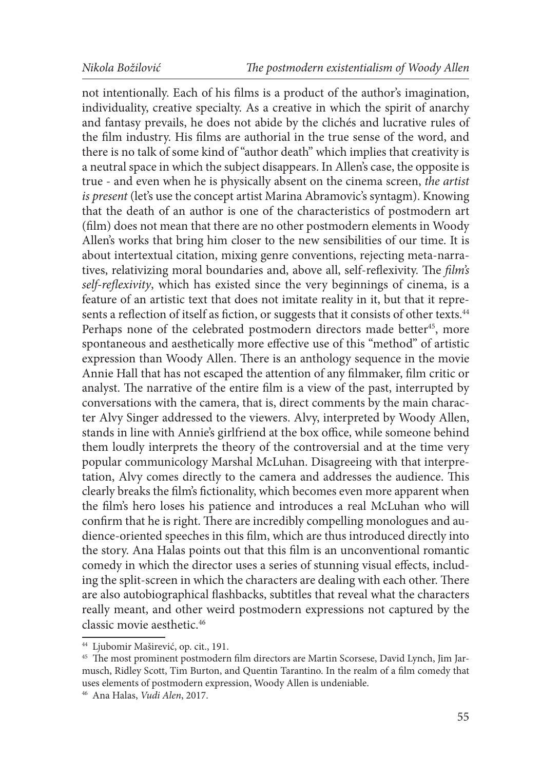not intentionally. Each of his films is a product of the author's imagination, individuality, creative specialty. As a creative in which the spirit of anarchy and fantasy prevails, he does not abide by the clichés and lucrative rules of the film industry. His films are authorial in the true sense of the word, and there is no talk of some kind of "author death" which implies that creativity is a neutral space in which the subject disappears. In Allen's case, the opposite is true - and even when he is physically absent on the cinema screen, *the artist is present* (let's use the concept artist Marina Abramovic's syntagm). Knowing that the death of an author is one of the characteristics of postmodern art (film) does not mean that there are no other postmodern elements in Woody Allen's works that bring him closer to the new sensibilities of our time. It is about intertextual citation, mixing genre conventions, rejecting meta-narratives, relativizing moral boundaries and, above all, self-reflexivity. The *film's self-reflexivity*, which has existed since the very beginnings of cinema, is a feature of an artistic text that does not imitate reality in it, but that it represents a reflection of itself as fiction, or suggests that it consists of other texts.[44] Perhaps none of the celebrated postmodern directors made better[45], more spontaneous and aesthetically more effective use of this "method" of artistic expression than Woody Allen. There is an anthology sequence in the movie Annie Hall that has not escaped the attention of any filmmaker, film critic or analyst. The narrative of the entire film is a view of the past, interrupted by conversations with the camera, that is, direct comments by the main character Alvy Singer addressed to the viewers. Alvy, interpreted by Woody Allen, stands in line with Annie's girlfriend at the box office, while someone behind them loudly interprets the theory of the controversial and at the time very popular communicology Marshal McLuhan. Disagreeing with that interpretation, Alvy comes directly to the camera and addresses the audience. This clearly breaks the film's fictionality, which becomes even more apparent when the film's hero loses his patience and introduces a real McLuhan who will confirm that he is right. There are incredibly compelling monologues and audience-oriented speeches in this film, which are thus introduced directly into the story. Ana Halas points out that this film is an unconventional romantic comedy in which the director uses a series of stunning visual effects, including the split-screen in which the characters are dealing with each other. There are also autobiographical flashbacks, subtitles that reveal what the characters really meant, and other weird postmodern expressions not captured by the classic movie aesthetic.[46]

---

[44] Ljubomir Maširević, op. cit., 191.

[45] The most prominent postmodern film directors are Martin Scorsese, David Lynch, Jim Jarmusch, Ridley Scott, Tim Burton, and Quentin Tarantino. In the realm of a film comedy that uses elements of postmodern expression, Woody Allen is undeniable.

[46] Ana Halas, *Vudi Alen*, 2017.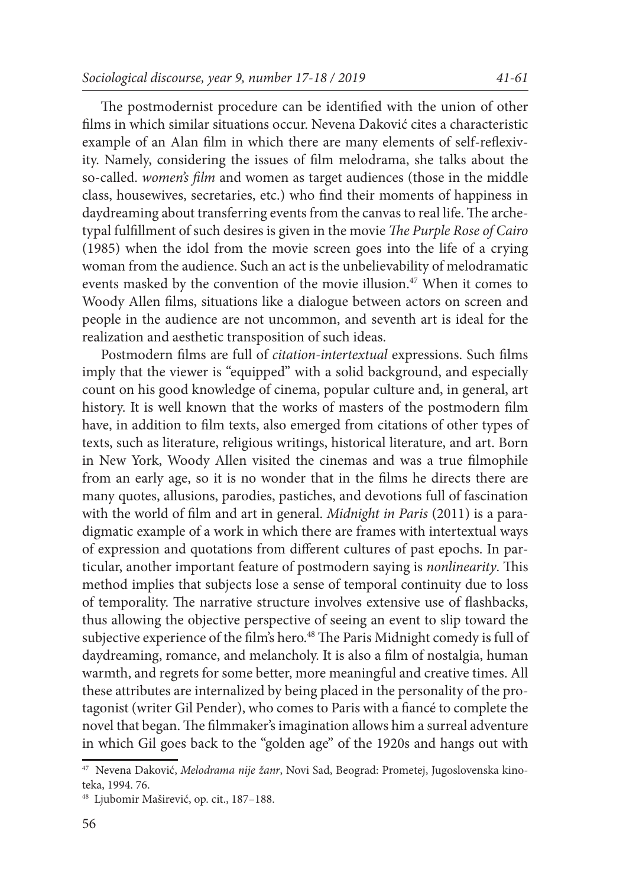The postmodernist procedure can be identified with the union of other films in which similar situations occur. Nevena Daković cites a characteristic example of an Alan film in which there are many elements of self-reflexivity. Namely, considering the issues of film melodrama, she talks about the so-called. *women's film* and women as target audiences (those in the middle class, housewives, secretaries, etc.) who find their moments of happiness in daydreaming about transferring events from the canvas to real life. The archetypal fulfillment of such desires is given in the movie *The Purple Rose of Cairo* (1985) when the idol from the movie screen goes into the life of a crying woman from the audience. Such an act is the unbelievability of melodramatic events masked by the convention of the movie illusion.[47] When it comes to Woody Allen films, situations like a dialogue between actors on screen and people in the audience are not uncommon, and seventh art is ideal for the realization and aesthetic transposition of such ideas.

Postmodern films are full of *citation-intertextual* expressions. Such films imply that the viewer is "equipped" with a solid background, and especially count on his good knowledge of cinema, popular culture and, in general, art history. It is well known that the works of masters of the postmodern film have, in addition to film texts, also emerged from citations of other types of texts, such as literature, religious writings, historical literature, and art. Born in New York, Woody Allen visited the cinemas and was a true filmophile from an early age, so it is no wonder that in the films he directs there are many quotes, allusions, parodies, pastiches, and devotions full of fascination with the world of film and art in general. *Midnight in Paris* (2011) is a paradigmatic example of a work in which there are frames with intertextual ways of expression and quotations from different cultures of past epochs. In particular, another important feature of postmodern saying is *nonlinearity*. This method implies that subjects lose a sense of temporal continuity due to loss of temporality. The narrative structure involves extensive use of flashbacks, thus allowing the objective perspective of seeing an event to slip toward the subjective experience of the film's hero.[48] The Paris Midnight comedy is full of daydreaming, romance, and melancholy. It is also a film of nostalgia, human warmth, and regrets for some better, more meaningful and creative times. All these attributes are internalized by being placed in the personality of the protagonist (writer Gil Pender), who comes to Paris with a fiancé to complete the novel that began. The filmmaker's imagination allows him a surreal adventure in which Gil goes back to the "golden age" of the 1920s and hangs out with

---

[47] Nevena Daković, *Melodrama nije žanr*, Novi Sad, Beograd: Prometej, Jugoslovenska kinoteka, 1994. 76.

[48] Ljubomir Maširević, op. cit., 187–188.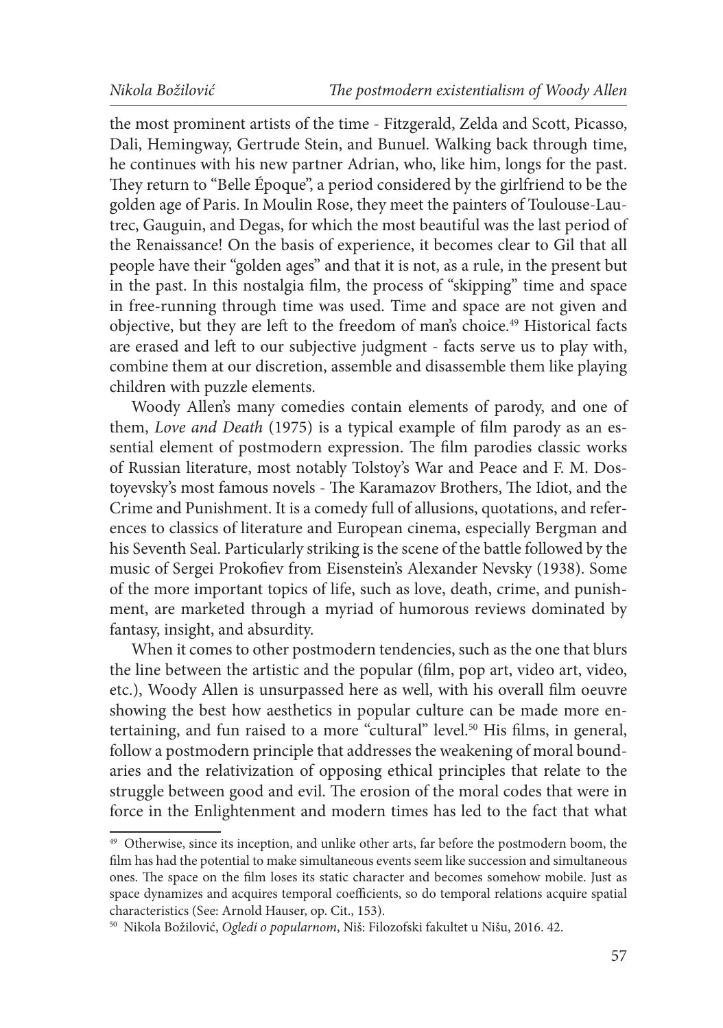the most prominent artists of the time - Fitzgerald, Zelda and Scott, Picasso, Dali, Hemingway, Gertrude Stein, and Bunuel. Walking back through time, he continues with his new partner Adrian, who, like him, longs for the past. They return to "Belle Époque", a period considered by the girlfriend to be the golden age of Paris. In Moulin Rose, they meet the painters of Toulouse-Lautrec, Gauguin, and Degas, for which the most beautiful was the last period of the Renaissance! On the basis of experience, it becomes clear to Gil that all people have their "golden ages" and that it is not, as a rule, in the present but in the past. In this nostalgia film, the process of "skipping" time and space in free-running through time was used. Time and space are not given and objective, but they are left to the freedom of man's choice.[49] Historical facts are erased and left to our subjective judgment - facts serve us to play with, combine them at our discretion, assemble and disassemble them like playing children with puzzle elements.

Woody Allen's many comedies contain elements of parody, and one of them, *Love and Death* (1975) is a typical example of film parody as an essential element of postmodern expression. The film parodies classic works of Russian literature, most notably Tolstoy's War and Peace and F. M. Dostoyevsky's most famous novels - The Karamazov Brothers, The Idiot, and the Crime and Punishment. It is a comedy full of allusions, quotations, and references to classics of literature and European cinema, especially Bergman and his Seventh Seal. Particularly striking is the scene of the battle followed by the music of Sergei Prokofiev from Eisenstein's Alexander Nevsky (1938). Some of the more important topics of life, such as love, death, crime, and punishment, are marketed through a myriad of humorous reviews dominated by fantasy, insight, and absurdity.

When it comes to other postmodern tendencies, such as the one that blurs the line between the artistic and the popular (film, pop art, video art, video, etc.), Woody Allen is unsurpassed here as well, with his overall film oeuvre showing the best how aesthetics in popular culture can be made more entertaining, and fun raised to a more "cultural" level.[50] His films, in general, follow a postmodern principle that addresses the weakening of moral boundaries and the relativization of opposing ethical principles that relate to the struggle between good and evil. The erosion of the moral codes that were in force in the Enlightenment and modern times has led to the fact that what

---

[49] Otherwise, since its inception, and unlike other arts, far before the postmodern boom, the film has had the potential to make simultaneous events seem like succession and simultaneous ones. The space on the film loses its static character and becomes somehow mobile. Just as space dynamizes and acquires temporal coefficients, so do temporal relations acquire spatial characteristics (See: Arnold Hauser, op. Cit., 153).

[50] Nikola Božilović, *Ogledi o popularnom*, Niš: Filozofski fakultet u Nišu, 2016. 42.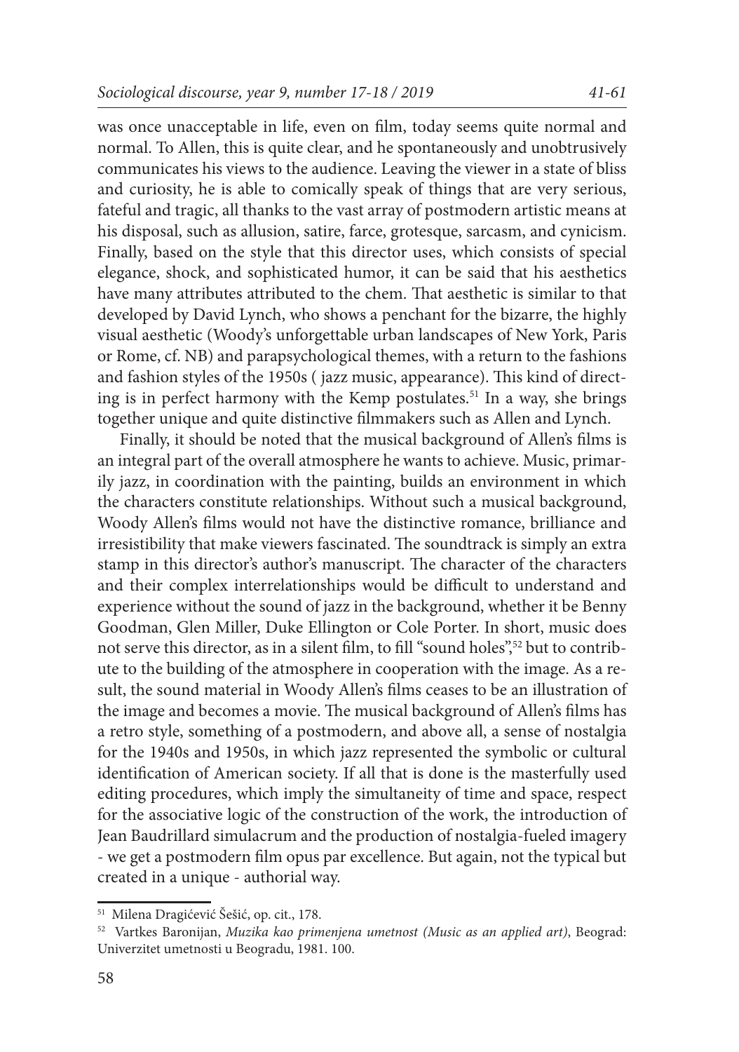was once unacceptable in life, even on film, today seems quite normal and normal. To Allen, this is quite clear, and he spontaneously and unobtrusively communicates his views to the audience. Leaving the viewer in a state of bliss and curiosity, he is able to comically speak of things that are very serious, fateful and tragic, all thanks to the vast array of postmodern artistic means at his disposal, such as allusion, satire, farce, grotesque, sarcasm, and cynicism. Finally, based on the style that this director uses, which consists of special elegance, shock, and sophisticated humor, it can be said that his aesthetics have many attributes attributed to the chem. That aesthetic is similar to that developed by David Lynch, who shows a penchant for the bizarre, the highly visual aesthetic (Woody's unforgettable urban landscapes of New York, Paris or Rome, cf. NB) and parapsychological themes, with a return to the fashions and fashion styles of the 1950s ( jazz music, appearance). This kind of directing is in perfect harmony with the Kemp postulates.[51] In a way, she brings together unique and quite distinctive filmmakers such as Allen and Lynch.

Finally, it should be noted that the musical background of Allen's films is an integral part of the overall atmosphere he wants to achieve. Music, primarily jazz, in coordination with the painting, builds an environment in which the characters constitute relationships. Without such a musical background, Woody Allen's films would not have the distinctive romance, brilliance and irresistibility that make viewers fascinated. The soundtrack is simply an extra stamp in this director's author's manuscript. The character of the characters and their complex interrelationships would be difficult to understand and experience without the sound of jazz in the background, whether it be Benny Goodman, Glen Miller, Duke Ellington or Cole Porter. In short, music does not serve this director, as in a silent film, to fill "sound holes",[52] but to contribute to the building of the atmosphere in cooperation with the image. As a result, the sound material in Woody Allen's films ceases to be an illustration of the image and becomes a movie. The musical background of Allen's films has a retro style, something of a postmodern, and above all, a sense of nostalgia for the 1940s and 1950s, in which jazz represented the symbolic or cultural identification of American society. If all that is done is the masterfully used editing procedures, which imply the simultaneity of time and space, respect for the associative logic of the construction of the work, the introduction of Jean Baudrillard simulacrum and the production of nostalgia-fueled imagery - we get a postmodern film opus par excellence. But again, not the typical but created in a unique - authorial way.

---

[51] Milena Dragićević Šešić, op. cit., 178.

[52] Vartkes Baronijan, *Muzika kao primenjena umetnost (Music as an applied art)*, Beograd: Univerzitet umetnosti u Beogradu, 1981. 100.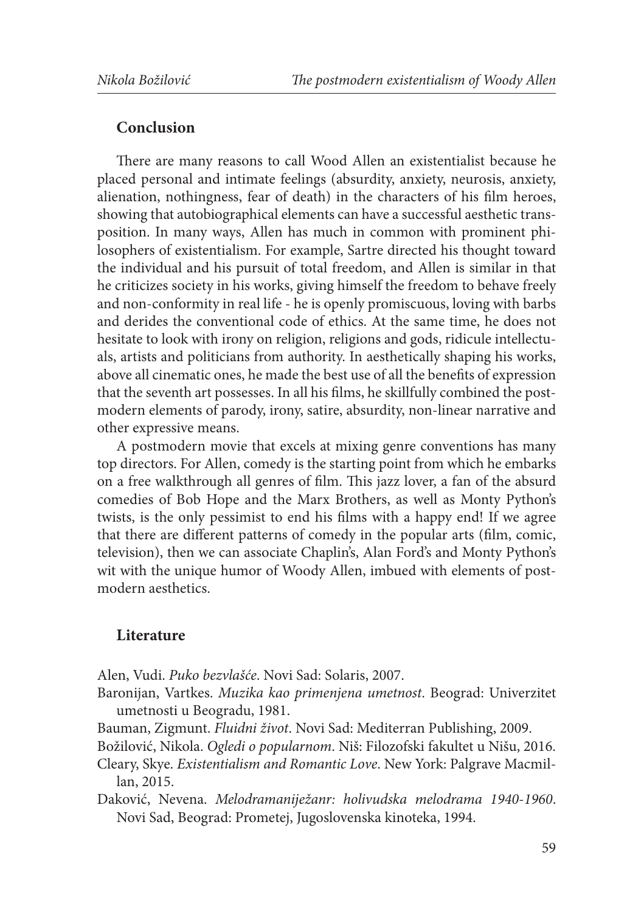## Conclusion

There are many reasons to call Wood Allen an existentialist because he placed personal and intimate feelings (absurdity, anxiety, neurosis, anxiety, alienation, nothingness, fear of death) in the characters of his film heroes, showing that autobiographical elements can have a successful aesthetic transposition. In many ways, Allen has much in common with prominent philosophers of existentialism. For example, Sartre directed his thought toward the individual and his pursuit of total freedom, and Allen is similar in that he criticizes society in his works, giving himself the freedom to behave freely and non-conformity in real life - he is openly promiscuous, loving with barbs and derides the conventional code of ethics. At the same time, he does not hesitate to look with irony on religion, religions and gods, ridicule intellectuals, artists and politicians from authority. In aesthetically shaping his works, above all cinematic ones, he made the best use of all the benefits of expression that the seventh art possesses. In all his films, he skillfully combined the postmodern elements of parody, irony, satire, absurdity, non-linear narrative and other expressive means.

A postmodern movie that excels at mixing genre conventions has many top directors. For Allen, comedy is the starting point from which he embarks on a free walkthrough all genres of film. This jazz lover, a fan of the absurd comedies of Bob Hope and the Marx Brothers, as well as Monty Python's twists, is the only pessimist to end his films with a happy end! If we agree that there are different patterns of comedy in the popular arts (film, comic, television), then we can associate Chaplin's, Alan Ford's and Monty Python's wit with the unique humor of Woody Allen, imbued with elements of postmodern aesthetics.

## Literature

Alen, Vudi. *Puko bezvlašće*. Novi Sad: Solaris, 2007.

Baronijan, Vartkes. *Muzika kao primenjena umetnost*. Beograd: Univerzitet umetnosti u Beogradu, 1981.

Bauman, Zigmunt. *Fluidni život*. Novi Sad: Mediterran Publishing, 2009.

Božilović, Nikola. *Ogledi o popularnom*. Niš: Filozofski fakultet u Nišu, 2016.

Cleary, Skye. *Existentialism and Romantic Love*. New York: Palgrave Macmillan, 2015.

Daković, Nevena. *Melodramaniježanr: holivudska melodrama 1940-1960*. Novi Sad, Beograd: Prometej, Jugoslovenska kinoteka, 1994.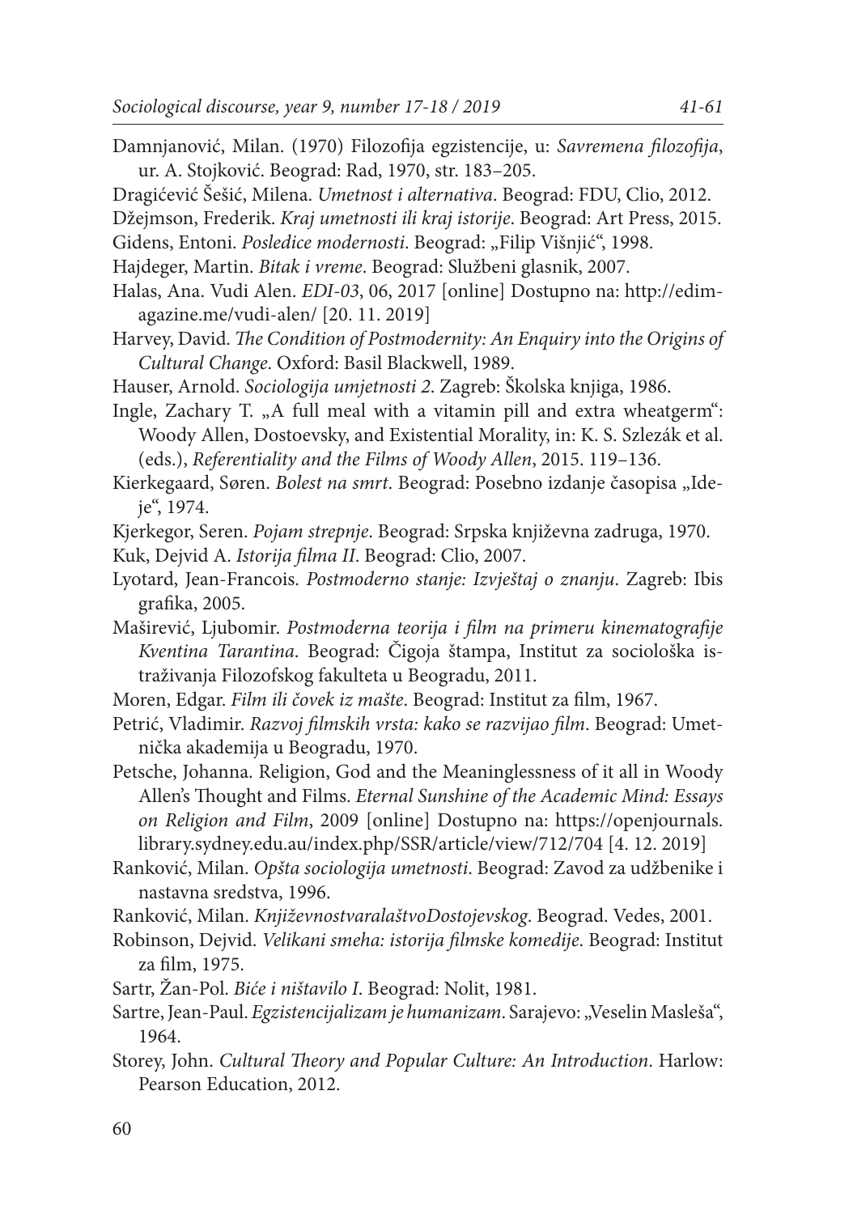Damnjanović, Milan. (1970) Filozofija egzistencije, u: *Savremena filozofija*, ur. A. Stojković. Beograd: Rad, 1970, str. 183–205.

Dragićević Šešić, Milena. *Umetnost i alternativa*. Beograd: FDU, Clio, 2012.

Džejmson, Frederik. *Kraj umetnosti ili kraj istorije*. Beograd: Art Press, 2015.

Gidens, Entoni. *Posledice modernosti*. Beograd: „Filip Višnjić", 1998.

Hajdeger, Martin. *Bitak i vreme*. Beograd: Službeni glasnik, 2007.

Halas, Ana. Vudi Alen. *EDI-03*, 06, 2017 [online] Dostupno na: http://edimagazine.me/vudi-alen/ [20. 11. 2019]

Harvey, David. *The Condition of Postmodernity: An Enquiry into the Origins of Cultural Change*. Oxford: Basil Blackwell, 1989.

Hauser, Arnold. *Sociologija umjetnosti 2*. Zagreb: Školska knjiga, 1986.

Ingle, Zachary T. „A full meal with a vitamin pill and extra wheatgerm": Woody Allen, Dostoevsky, and Existential Morality, in: K. S. Szlezák et al. (eds.), *Referentiality and the Films of Woody Allen*, 2015. 119–136.

Kierkegaard, Søren. *Bolest na smrt*. Beograd: Posebno izdanje časopisa „Ideje", 1974.

Kjerkegor, Seren. *Pojam strepnje*. Beograd: Srpska književna zadruga, 1970.

Kuk, Dejvid A. *Istorija filma II*. Beograd: Clio, 2007.

Lyotard, Jean-Francois. *Postmoderno stanje: Izvještaj o znanju*. Zagreb: Ibis grafika, 2005.

Maširević, Ljubomir. *Postmoderna teorija i film na primeru kinematografije Kventina Tarantina*. Beograd: Čigoja štampa, Institut za sociološka istraživanja Filozofskog fakulteta u Beogradu, 2011.

Moren, Edgar. *Film ili čovek iz mašte*. Beograd: Institut za film, 1967.

Petrić, Vladimir. *Razvoj filmskih vrsta: kako se razvijao film*. Beograd: Umetnička akademija u Beogradu, 1970.

Petsche, Johanna. Religion, God and the Meaninglessness of it all in Woody Allen's Thought and Films. *Eternal Sunshine of the Academic Mind: Essays on Religion and Film*, 2009 [online] Dostupno na: https://openjournals.library.sydney.edu.au/index.php/SSR/article/view/712/704 [4. 12. 2019]

Ranković, Milan. *Opšta sociologija umetnosti*. Beograd: Zavod za udžbenike i nastavna sredstva, 1996.

Ranković, Milan. *KnjiževnostvaralaštvoDostojevskog*. Beograd. Vedes, 2001.

Robinson, Dejvid. *Velikani smeha: istorija filmske komedije*. Beograd: Institut za film, 1975.

Sartr, Žan-Pol. *Biće i ništavilo I*. Beograd: Nolit, 1981.

Sartre, Jean-Paul. *Egzistencijalizam je humanizam*. Sarajevo: „Veselin Masleša", 1964.

Storey, John. *Cultural Theory and Popular Culture: An Introduction*. Harlow: Pearson Education, 2012.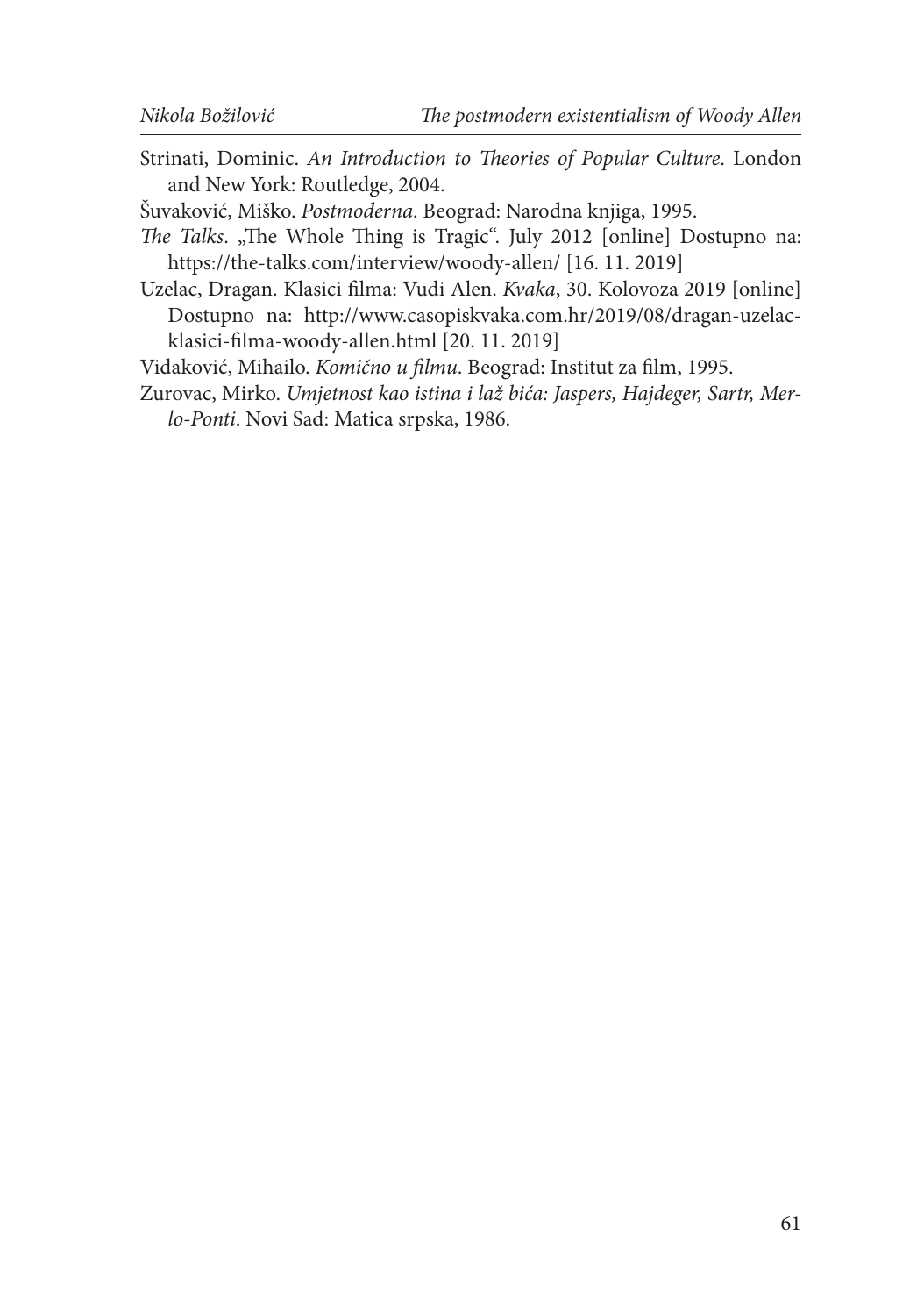Strinati, Dominic. *An Introduction to Theories of Popular Culture*. London and New York: Routledge, 2004.

Šuvaković, Miško. *Postmoderna*. Beograd: Narodna knjiga, 1995.

*The Talks*. „The Whole Thing is Tragic". July 2012 [online] Dostupno na: https://the-talks.com/interview/woody-allen/ [16. 11. 2019]

Uzelac, Dragan. Klasici filma: Vudi Alen. *Kvaka*, 30. Kolovoza 2019 [online] Dostupno na: http://www.casopiskvaka.com.hr/2019/08/dragan-uzelac-klasici-filma-woody-allen.html [20. 11. 2019]

Vidaković, Mihailo. *Komično u filmu*. Beograd: Institut za film, 1995.

Zurovac, Mirko. *Umjetnost kao istina i laž bića: Jaspers, Hajdeger, Sartr, Merlo-Ponti*. Novi Sad: Matica srpska, 1986.